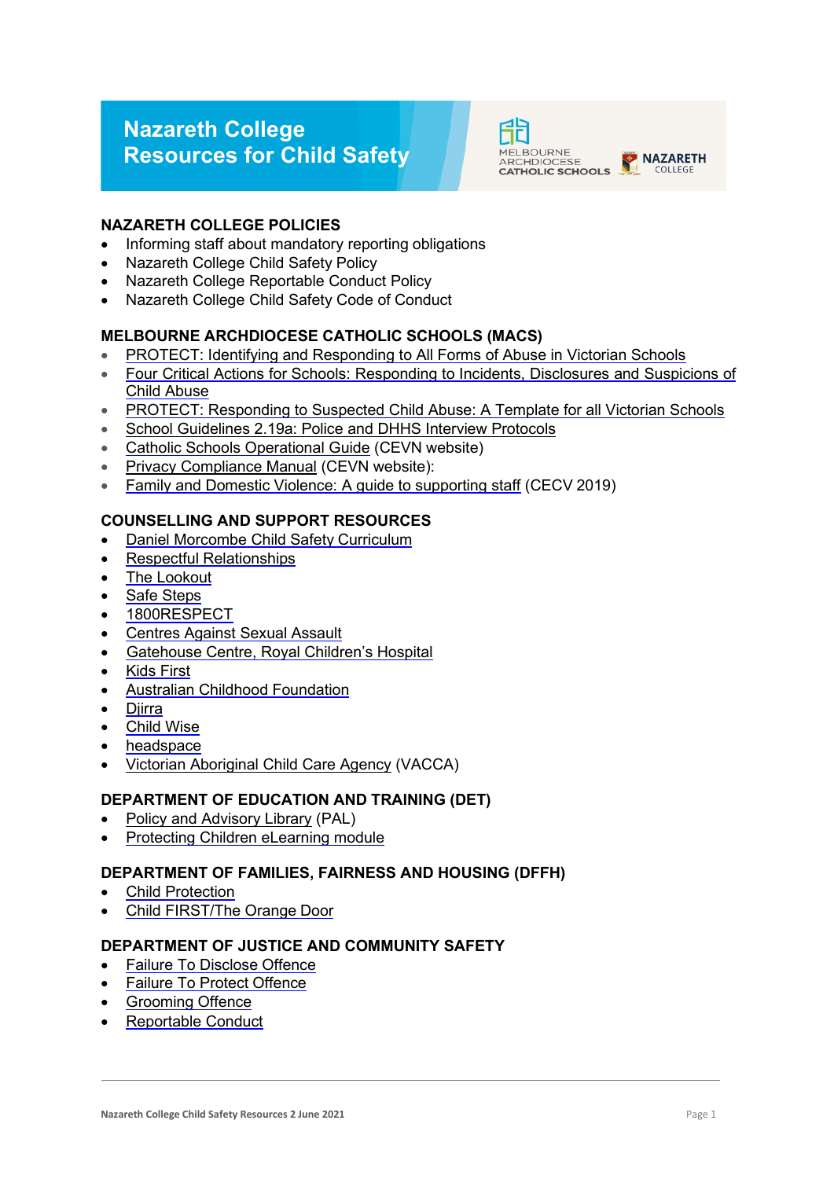# Nazareth College
# Resources for Child Safety

MELBOURNE ARCHDIOCESE CATHOLIC SCHOOLS

NAZARETH COLLEGE

## NAZARETH COLLEGE POLICIES

- Informing staff about mandatory reporting obligations
- Nazareth College Child Safety Policy
- Nazareth College Reportable Conduct Policy
- Nazareth College Child Safety Code of Conduct

## MELBOURNE ARCHDIOCESE CATHOLIC SCHOOLS (MACS)

- PROTECT: Identifying and Responding to All Forms of Abuse in Victorian Schools
- Four Critical Actions for Schools: Responding to Incidents, Disclosures and Suspicions of Child Abuse
- PROTECT: Responding to Suspected Child Abuse: A Template for all Victorian Schools
- School Guidelines 2.19a: Police and DHHS Interview Protocols
- Catholic Schools Operational Guide (CEVN website)
- Privacy Compliance Manual (CEVN website):
- Family and Domestic Violence: A guide to supporting staff (CECV 2019)

## COUNSELLING AND SUPPORT RESOURCES

- Daniel Morcombe Child Safety Curriculum
- Respectful Relationships
- The Lookout
- Safe Steps
- 1800RESPECT
- Centres Against Sexual Assault
- Gatehouse Centre, Royal Children's Hospital
- Kids First
- Australian Childhood Foundation
- Djirra
- Child Wise
- headspace
- Victorian Aboriginal Child Care Agency (VACCA)

## DEPARTMENT OF EDUCATION AND TRAINING (DET)

- Policy and Advisory Library (PAL)
- Protecting Children eLearning module

## DEPARTMENT OF FAMILIES, FAIRNESS AND HOUSING (DFFH)

- Child Protection
- Child FIRST/The Orange Door

## DEPARTMENT OF JUSTICE AND COMMUNITY SAFETY

- Failure To Disclose Offence
- Failure To Protect Offence
- Grooming Offence
- Reportable Conduct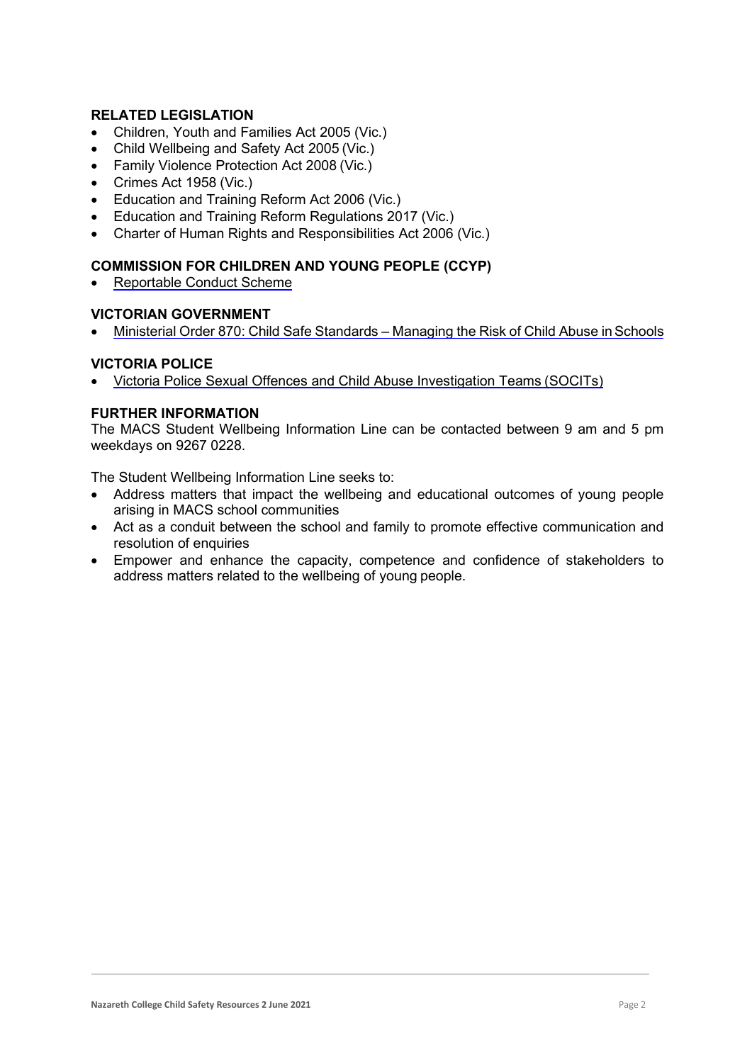## RELATED LEGISLATION

- Children, Youth and Families Act 2005 (Vic.)
- Child Wellbeing and Safety Act 2005 (Vic.)
- Family Violence Protection Act 2008 (Vic.)
- Crimes Act 1958 (Vic.)
- Education and Training Reform Act 2006 (Vic.)
- Education and Training Reform Regulations 2017 (Vic.)
- Charter of Human Rights and Responsibilities Act 2006 (Vic.)

## COMMISSION FOR CHILDREN AND YOUNG PEOPLE (CCYP)

- Reportable Conduct Scheme

## VICTORIAN GOVERNMENT

- Ministerial Order 870: Child Safe Standards – Managing the Risk of Child Abuse in Schools

## VICTORIA POLICE

- Victoria Police Sexual Offences and Child Abuse Investigation Teams (SOCITs)

## FURTHER INFORMATION

The MACS Student Wellbeing Information Line can be contacted between 9 am and 5 pm weekdays on 9267 0228.

The Student Wellbeing Information Line seeks to:

- Address matters that impact the wellbeing and educational outcomes of young people arising in MACS school communities
- Act as a conduit between the school and family to promote effective communication and resolution of enquiries
- Empower and enhance the capacity, competence and confidence of stakeholders to address matters related to the wellbeing of young people.